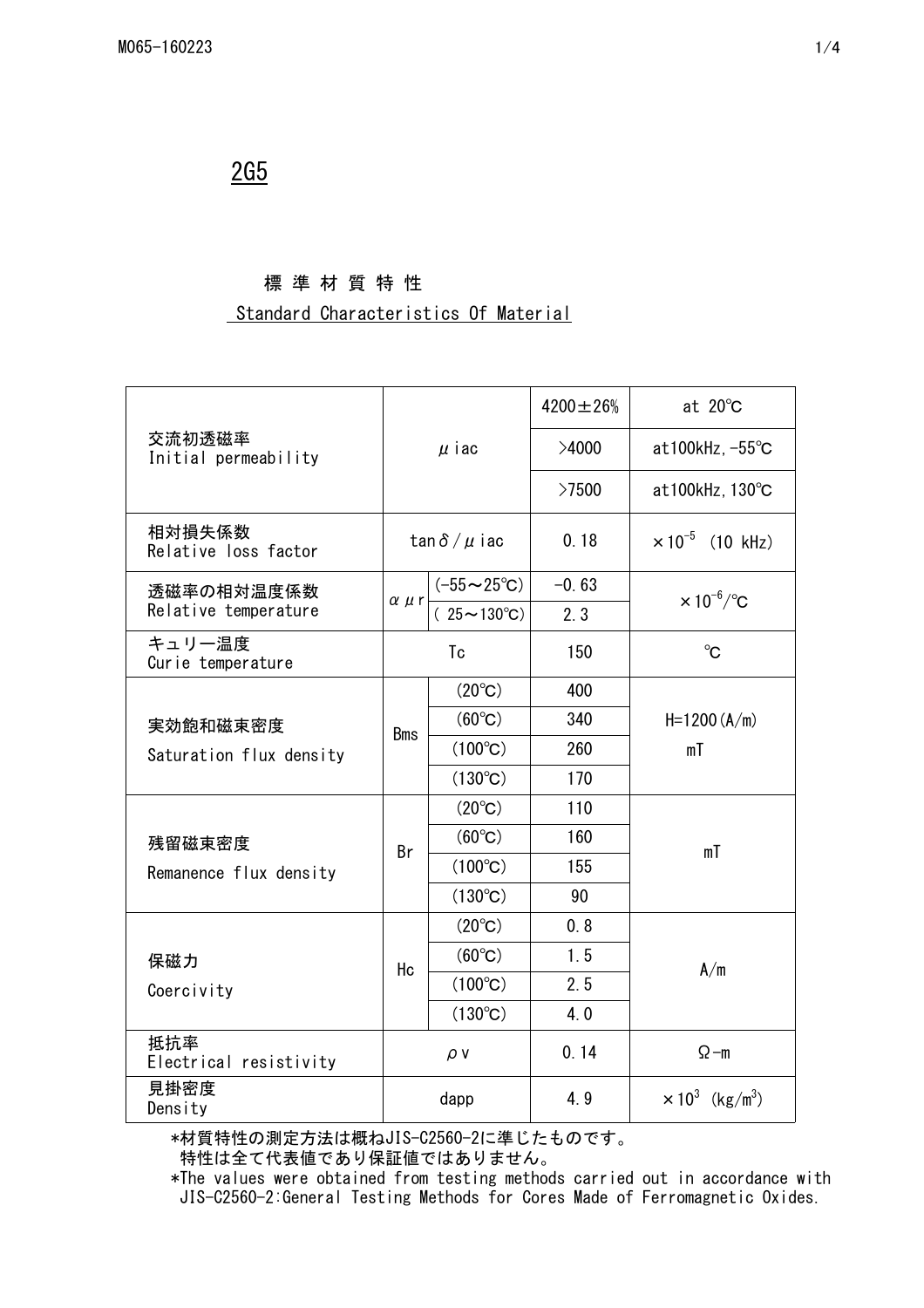# 2G5

## 標準材質特性

## Standard Characteristics Of Material

| | | | | |
|---|---|---|---|---|
| 交流初透磁率<br>Initial permeability | $\mu$ iac | | 4200±26% | at 20℃ |
| | | | >4000 | at100kHz, -55℃ |
| | | | >7500 | at100kHz, 130℃ |
| 相対損失係数<br>Relative loss factor | $\tan\delta / \mu$ iac | | 0.18 | $\times 10^{-5}$ (10 kHz) |
| 透磁率の相対温度係数<br>Relative temperature | $\alpha\mu$r | (-55～25℃) | -0.63 | $\times 10^{-6}$/℃ |
| | | ( 25～130℃) | 2.3 | |
| キュリー温度<br>Curie temperature | Tc | | 150 | ℃ |
| 実効飽和磁束密度<br>Saturation flux density | Bms | (20℃) | 400 | H=1200(A/m)<br>mT |
| | | (60℃) | 340 | |
| | | (100℃) | 260 | |
| | | (130℃) | 170 | |
| 残留磁束密度<br>Remanence flux density | Br | (20℃) | 110 | mT |
| | | (60℃) | 160 | |
| | | (100℃) | 155 | |
| | | (130℃) | 90 | |
| 保磁力<br>Coercivity | Hc | (20℃) | 0.8 | A/m |
| | | (60℃) | 1.5 | |
| | | (100℃) | 2.5 | |
| | | (130℃) | 4.0 | |
| 抵抗率<br>Electrical resistivity | $\rho$ v | | 0.14 | Ω-m |
| 見掛密度<br>Density | dapp | | 4.9 | $\times 10^{3}$ (kg/m$^{3}$) |

*材質特性の測定方法は概ねJIS-C2560-2に準じたものです。
特性は全て代表値であり保証値ではありません。

*The values were obtained from testing methods carried out in accordance with JIS-C2560-2:General Testing Methods for Cores Made of Ferromagnetic Oxides.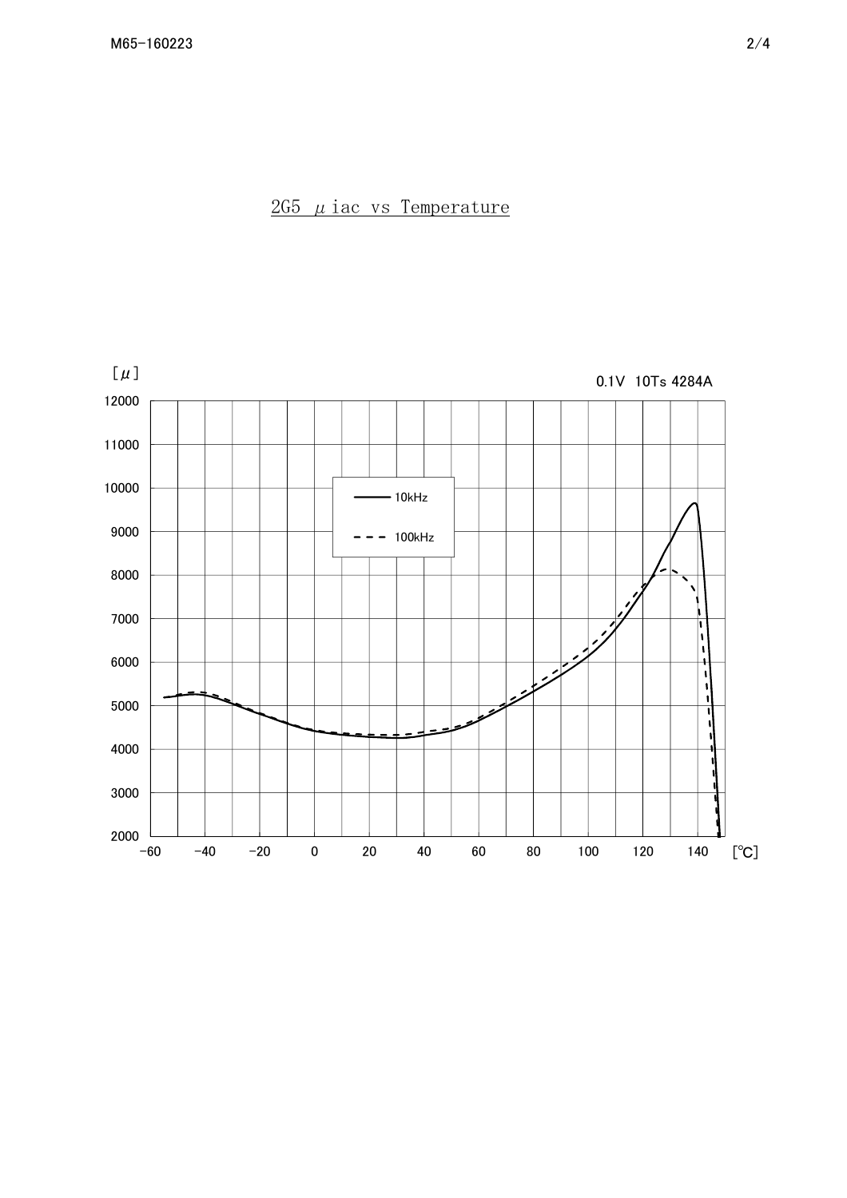<u>2G5 μiac vs Temperature</u>

[μ]

0.1V 10Ts 4284A

— 10kHz

- - - 100kHz

[℃]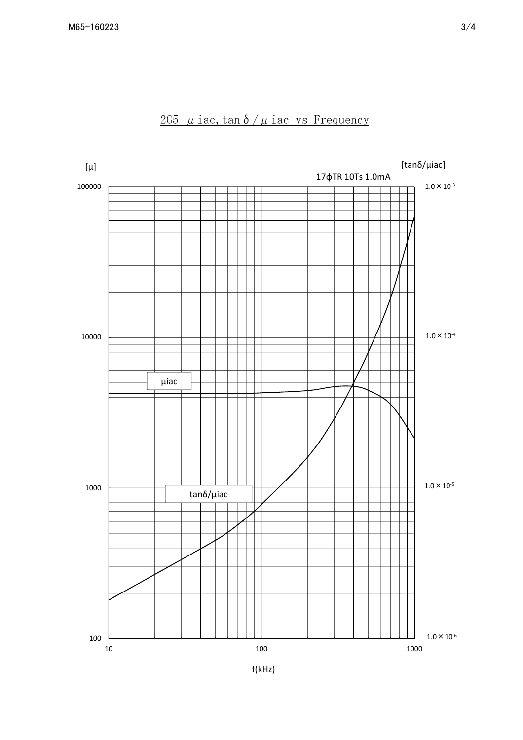<u>2G5 μiac, tanδ/μiac vs Frequency</u>

[μ] [tanδ/μiac]

17φTR 10Ts 1.0mA

| [μ] | | [tanδ/μiac] |
|---|---|---|
| 100000 | | $1.0 \times 10^{-3}$ |
| 10000 | | $1.0 \times 10^{-4}$ |
| 1000 | | $1.0 \times 10^{-5}$ |
| 100 | | $1.0 \times 10^{-6}$ |

μiac

tanδ/μiac

10 100 1000

f(kHz)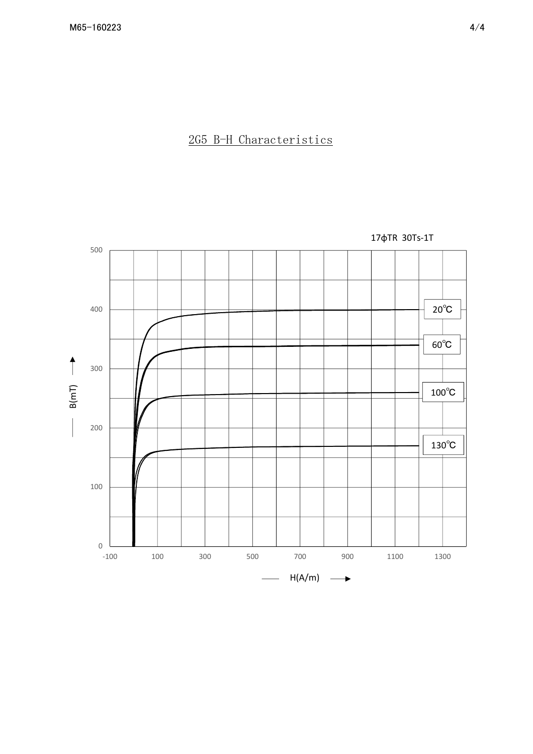# 2G5 B-H Characteristics

17ϕTR 30Ts-1T

B(mT)

500
400
300
200
100
0

-100
100
300
500
700
900
1100
1300

H(A/m)

20℃
60℃
100℃
130℃